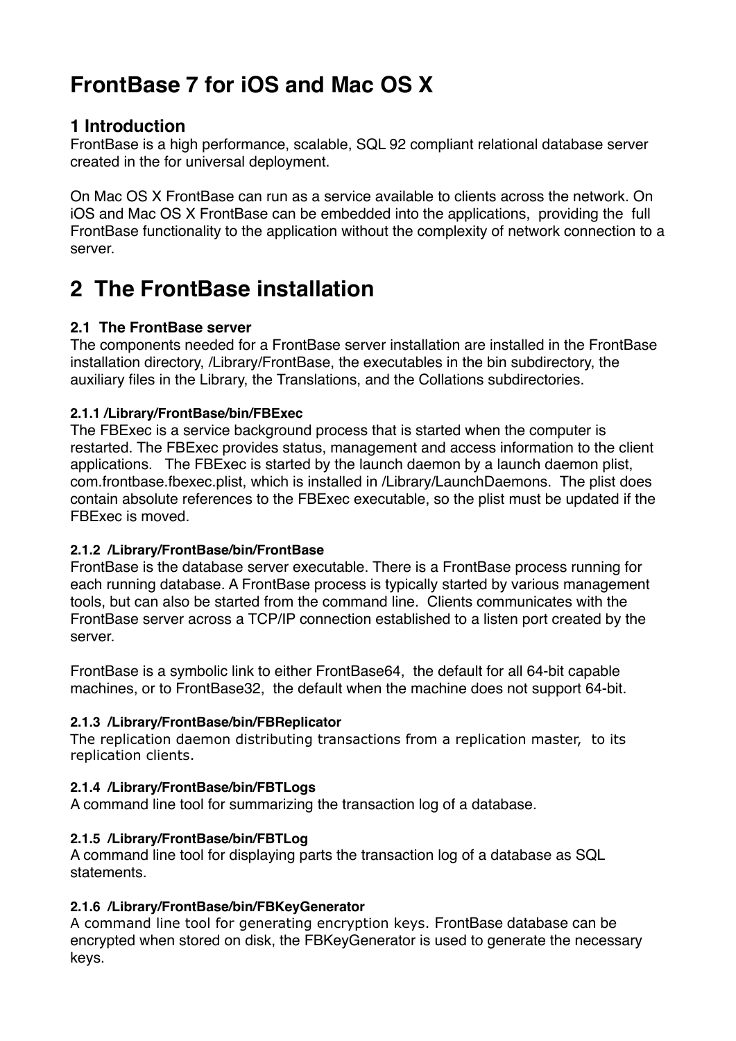# FrontBase 7 for iOS and Mac OS X

## 1 Introduction

FrontBase is a high performance, scalable, SQL 92 compliant relational database server created in the for universal deployment.

On Mac OS X FrontBase can run as a service available to clients across the network. On iOS and Mac OS X FrontBase can be embedded into the applications, providing the full FrontBase functionality to the application without the complexity of network connection to a server.

# 2 The FrontBase installation

### 2.1 The FrontBase server

The components needed for a FrontBase server installation are installed in the FrontBase installation directory, /Library/FrontBase, the executables in the bin subdirectory, the auxiliary files in the Library, the Translations, and the Collations subdirectories.

#### 2.1.1 /Library/FrontBase/bin/FBExec

The FBExec is a service background process that is started when the computer is restarted. The FBExec provides status, management and access information to the client applications. The FBExec is started by the launch daemon by a launch daemon plist, com.frontbase.fbexec.plist, which is installed in /Library/LaunchDaemons. The plist does contain absolute references to the FBExec executable, so the plist must be updated if the FBExec is moved.

#### 2.1.2 /Library/FrontBase/bin/FrontBase

FrontBase is the database server executable. There is a FrontBase process running for each running database. A FrontBase process is typically started by various management tools, but can also be started from the command line. Clients communicates with the FrontBase server across a TCP/IP connection established to a listen port created by the server.

FrontBase is a symbolic link to either FrontBase64, the default for all 64-bit capable machines, or to FrontBase32, the default when the machine does not support 64-bit.

#### 2.1.3 /Library/FrontBase/bin/FBReplicator

The replication daemon distributing transactions from a replication master, to its replication clients.

#### 2.1.4 /Library/FrontBase/bin/FBTLogs

A command line tool for summarizing the transaction log of a database.

#### 2.1.5 /Library/FrontBase/bin/FBTLog

A command line tool for displaying parts the transaction log of a database as SQL statements.

#### 2.1.6 /Library/FrontBase/bin/FBKeyGenerator

A command line tool for generating encryption keys. FrontBase database can be encrypted when stored on disk, the FBKeyGenerator is used to generate the necessary keys.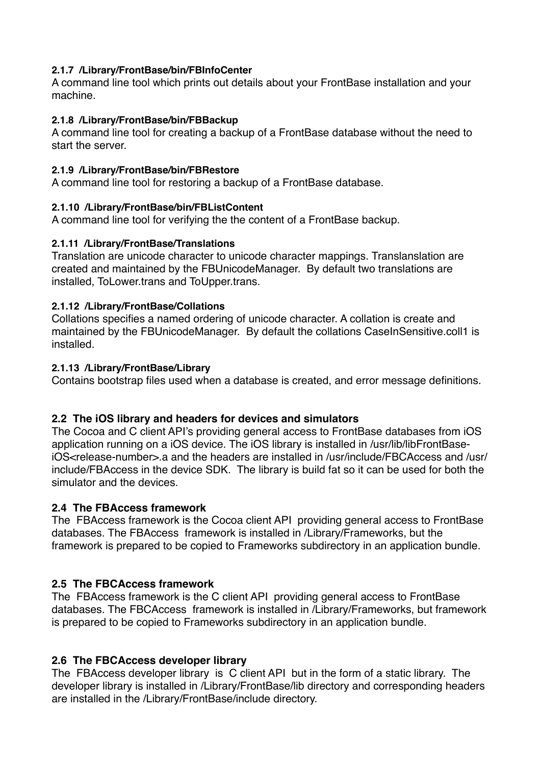#### 2.1.7 /Library/FrontBase/bin/FBInfoCenter

A command line tool which prints out details about your FrontBase installation and your machine.

#### 2.1.8 /Library/FrontBase/bin/FBBackup

A command line tool for creating a backup of a FrontBase database without the need to start the server.

#### 2.1.9 /Library/FrontBase/bin/FBRestore

A command line tool for restoring a backup of a FrontBase database.

#### 2.1.10 /Library/FrontBase/bin/FBListContent

A command line tool for verifying the the content of a FrontBase backup.

#### 2.1.11 /Library/FrontBase/Translations

Translation are unicode character to unicode character mappings. Translanslation are created and maintained by the FBUnicodeManager. By default two translations are installed, ToLower.trans and ToUpper.trans.

#### 2.1.12 /Library/FrontBase/Collations

Collations specifies a named ordering of unicode character. A collation is create and maintained by the FBUnicodeManager. By default the collations CaseInSensitive.coll1 is installed.

#### 2.1.13 /Library/FrontBase/Library

Contains bootstrap files used when a database is created, and error message definitions.

### 2.2 The iOS library and headers for devices and simulators

The Cocoa and C client API's providing general access to FrontBase databases from iOS application running on a iOS device. The iOS library is installed in /usr/lib/libFrontBase-iOS<release-number>.a and the headers are installed in /usr/include/FBCAccess and /usr/include/FBAccess in the device SDK. The library is build fat so it can be used for both the simulator and the devices.

### 2.4 The FBAccess framework

The FBAccess framework is the Cocoa client API providing general access to FrontBase databases. The FBAccess framework is installed in /Library/Frameworks, but the framework is prepared to be copied to Frameworks subdirectory in an application bundle.

### 2.5 The FBCAccess framework

The FBAccess framework is the C client API providing general access to FrontBase databases. The FBCAccess framework is installed in /Library/Frameworks, but framework is prepared to be copied to Frameworks subdirectory in an application bundle.

### 2.6 The FBCAccess developer library

The FBAccess developer library is C client API but in the form of a static library. The developer library is installed in /Library/FrontBase/lib directory and corresponding headers are installed in the /Library/FrontBase/include directory.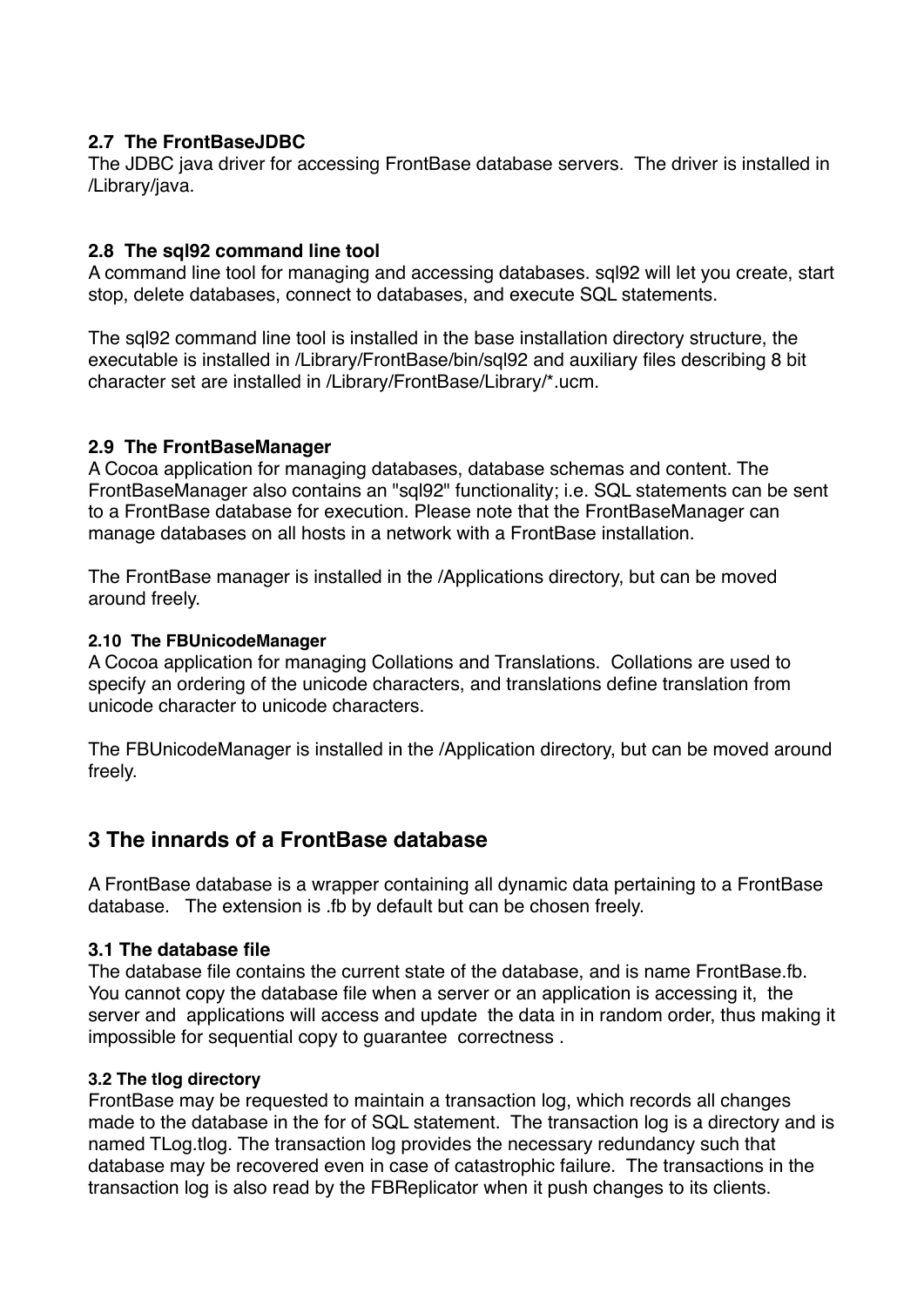### 2.7 The FrontBaseJDBC

The JDBC java driver for accessing FrontBase database servers. The driver is installed in /Library/java.

### 2.8 The sql92 command line tool

A command line tool for managing and accessing databases. sql92 will let you create, start stop, delete databases, connect to databases, and execute SQL statements.

The sql92 command line tool is installed in the base installation directory structure, the executable is installed in /Library/FrontBase/bin/sql92 and auxiliary files describing 8 bit character set are installed in /Library/FrontBase/Library/*.ucm.

### 2.9 The FrontBaseManager

A Cocoa application for managing databases, database schemas and content. The FrontBaseManager also contains an "sql92" functionality; i.e. SQL statements can be sent to a FrontBase database for execution. Please note that the FrontBaseManager can manage databases on all hosts in a network with a FrontBase installation.

The FrontBase manager is installed in the /Applications directory, but can be moved around freely.

#### 2.10 The FBUnicodeManager

A Cocoa application for managing Collations and Translations. Collations are used to specify an ordering of the unicode characters, and translations define translation from unicode character to unicode characters.

The FBUnicodeManager is installed in the /Application directory, but can be moved around freely.

## 3 The innards of a FrontBase database

A FrontBase database is a wrapper containing all dynamic data pertaining to a FrontBase database. The extension is .fb by default but can be chosen freely.

### 3.1 The database file

The database file contains the current state of the database, and is name FrontBase.fb. You cannot copy the database file when a server or an application is accessing it, the server and applications will access and update the data in in random order, thus making it impossible for sequential copy to guarantee correctness .

#### 3.2 The tlog directory

FrontBase may be requested to maintain a transaction log, which records all changes made to the database in the for of SQL statement. The transaction log is a directory and is named TLog.tlog. The transaction log provides the necessary redundancy such that database may be recovered even in case of catastrophic failure. The transactions in the transaction log is also read by the FBReplicator when it push changes to its clients.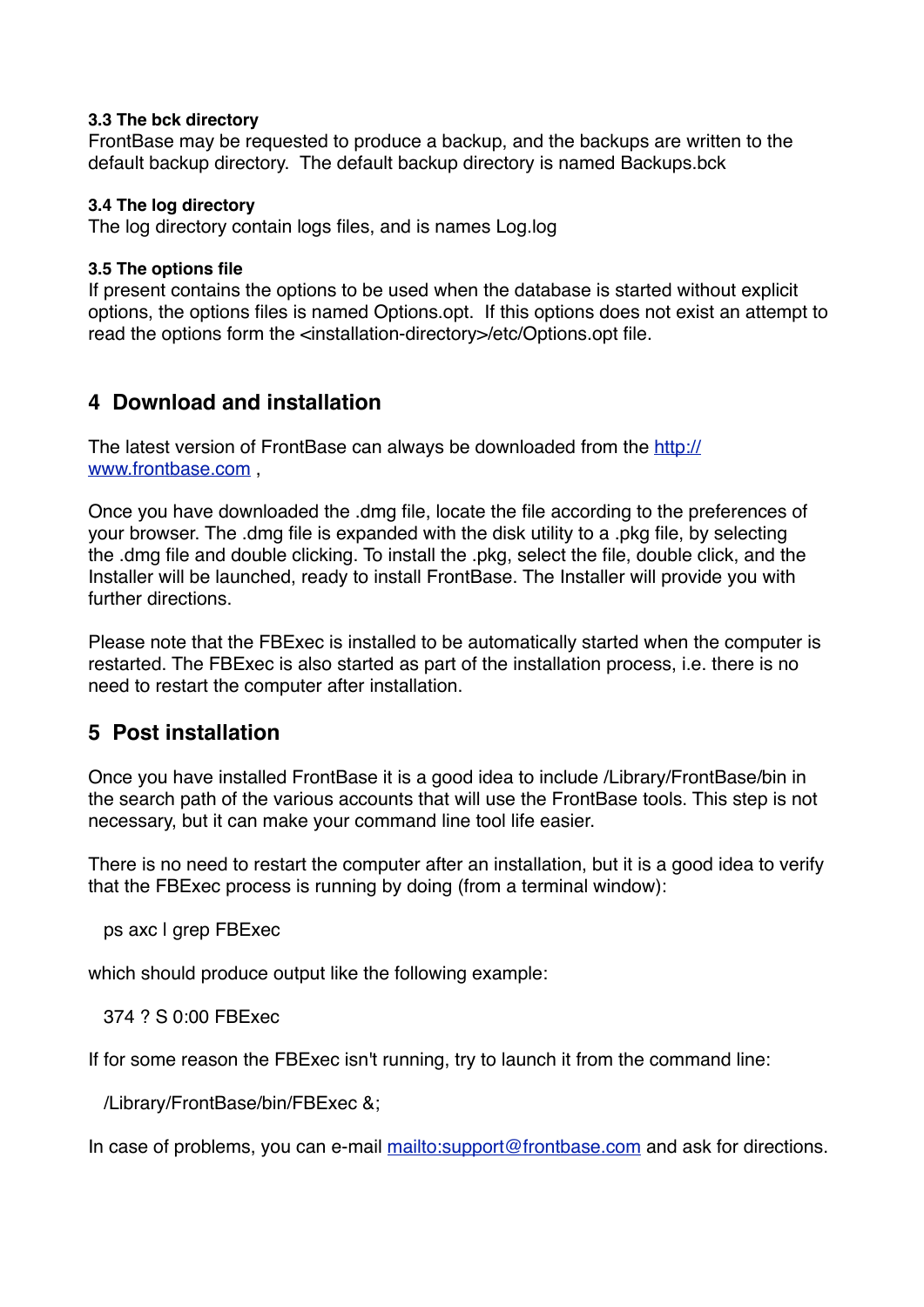### 3.3 The bck directory

FrontBase may be requested to produce a backup, and the backups are written to the default backup directory. The default backup directory is named Backups.bck

### 3.4 The log directory

The log directory contain logs files, and is names Log.log

### 3.5 The options file

If present contains the options to be used when the database is started without explicit options, the options files is named Options.opt. If this options does not exist an attempt to read the options form the <installation-directory>/etc/Options.opt file.

## 4 Download and installation

The latest version of FrontBase can always be downloaded from the [http://www.frontbase.com](http://www.frontbase.com) ,

Once you have downloaded the .dmg file, locate the file according to the preferences of your browser. The .dmg file is expanded with the disk utility to a .pkg file, by selecting the .dmg file and double clicking. To install the .pkg, select the file, double click, and the Installer will be launched, ready to install FrontBase. The Installer will provide you with further directions.

Please note that the FBExec is installed to be automatically started when the computer is restarted. The FBExec is also started as part of the installation process, i.e. there is no need to restart the computer after installation.

## 5 Post installation

Once you have installed FrontBase it is a good idea to include /Library/FrontBase/bin in the search path of the various accounts that will use the FrontBase tools. This step is not necessary, but it can make your command line tool life easier.

There is no need to restart the computer after an installation, but it is a good idea to verify that the FBExec process is running by doing (from a terminal window):

```
ps axc | grep FBExec
```

which should produce output like the following example:

```
374 ? S 0:00 FBExec
```

If for some reason the FBExec isn't running, try to launch it from the command line:

```
/Library/FrontBase/bin/FBExec &;
```

In case of problems, you can e-mail [mailto:support@frontbase.com](mailto:support@frontbase.com) and ask for directions.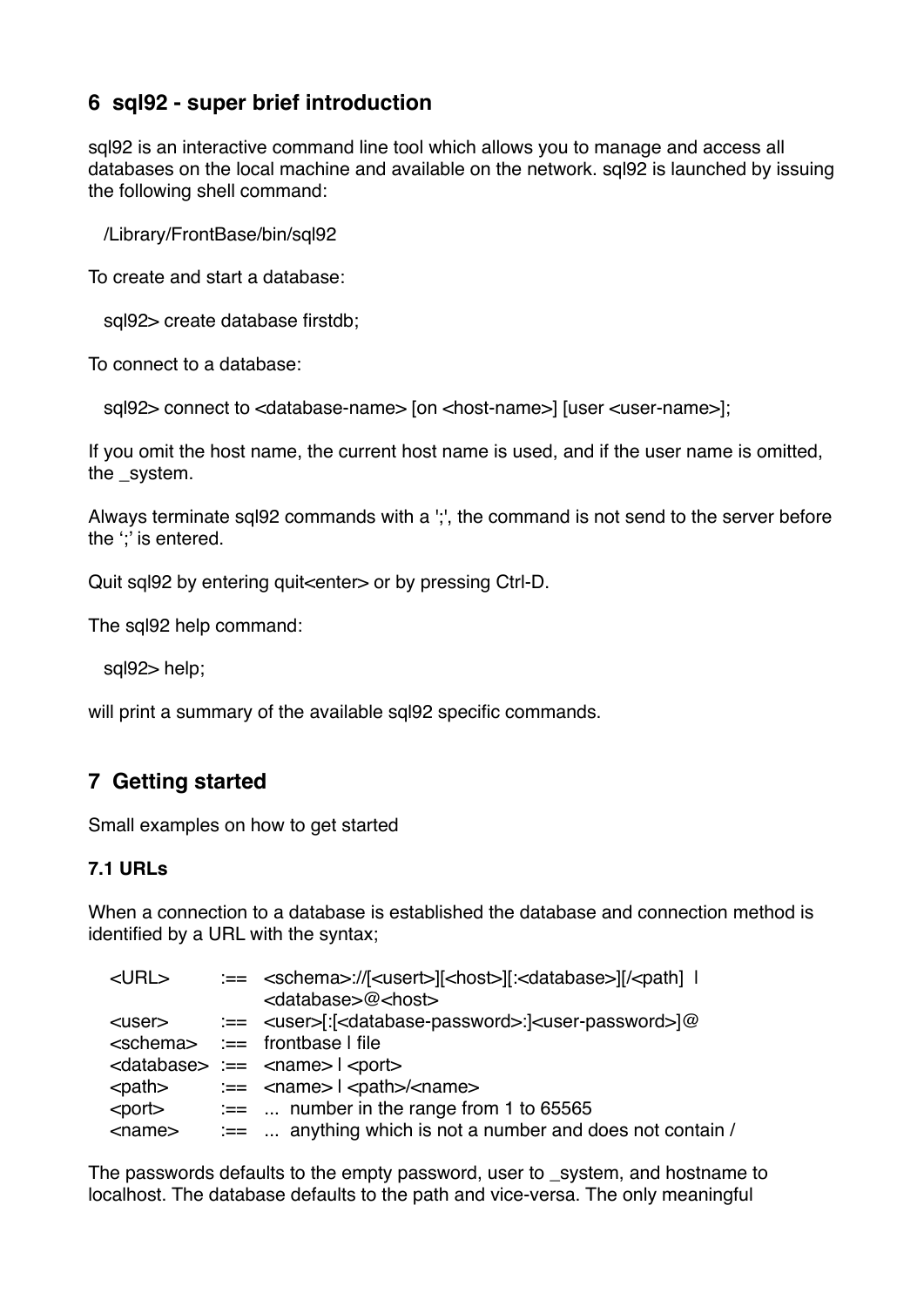## 6 sql92 - super brief introduction

sql92 is an interactive command line tool which allows you to manage and access all databases on the local machine and available on the network. sql92 is launched by issuing the following shell command:

```
/Library/FrontBase/bin/sql92
```

To create and start a database:

```
sql92> create database firstdb;
```

To connect to a database:

```
sql92> connect to <database-name> [on <host-name>] [user <user-name>];
```

If you omit the host name, the current host name is used, and if the user name is omitted, the _system.

Always terminate sql92 commands with a ';', the command is not send to the server before the ';' is entered.

Quit sql92 by entering quit<enter> or by pressing Ctrl-D.

The sql92 help command:

```
sql92> help;
```

will print a summary of the available sql92 specific commands.

## 7 Getting started

Small examples on how to get started

### 7.1 URLs

When a connection to a database is established the database and connection method is identified by a URL with the syntax;

```
<URL>        :==  <schema>://[<usert>][<host>][:<database>][/<path>]  |
                  <database>@<host>
<user>       :==  <user>[:[<database-password>:]<user-password>]@
<schema>     :==  frontbase | file
<database>   :==  <name> | <port>
<path>       :==  <name> | <path>/<name>
<port>       :==  ...  number in the range from 1 to 65565
<name>       :==  ...  anything which is not a number and does not contain /
```

The passwords defaults to the empty password, user to _system, and hostname to localhost. The database defaults to the path and vice-versa. The only meaningful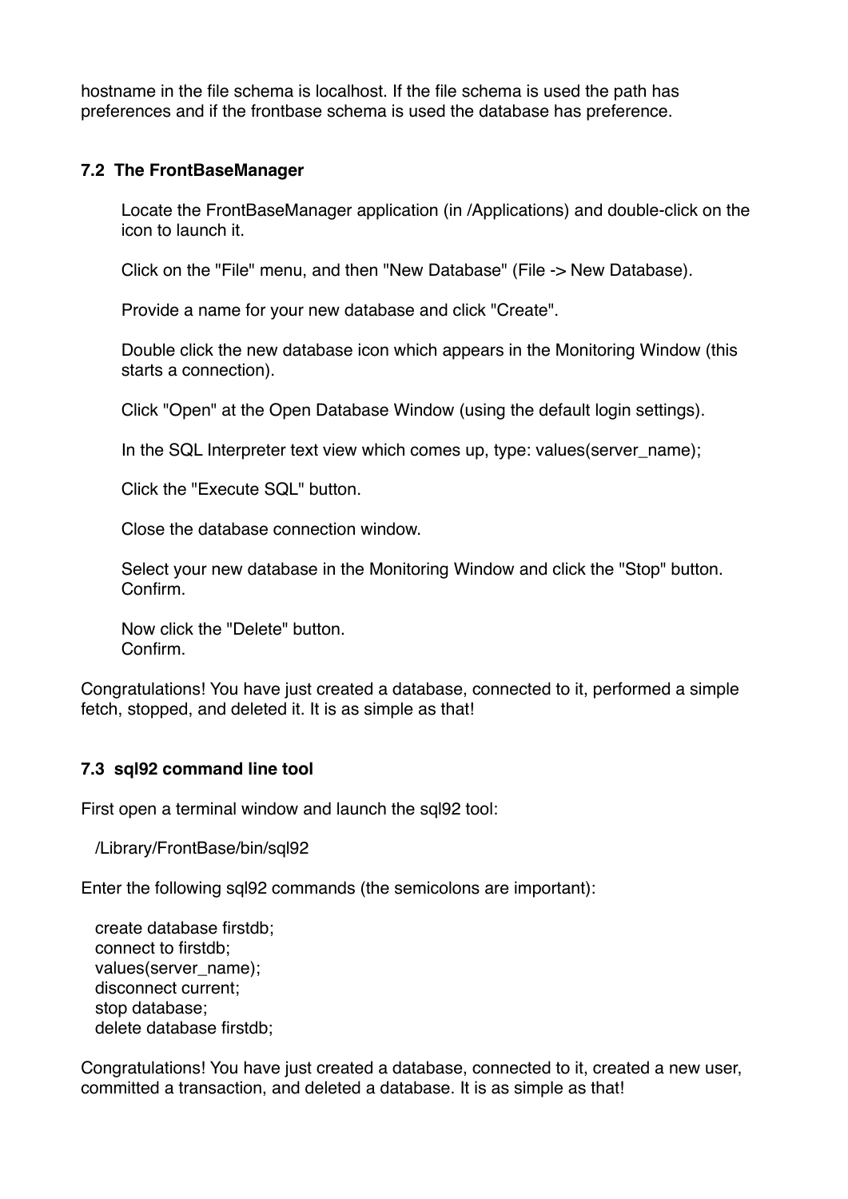hostname in the file schema is localhost. If the file schema is used the path has preferences and if the frontbase schema is used the database has preference.

### 7.2 The FrontBaseManager

Locate the FrontBaseManager application (in /Applications) and double-click on the icon to launch it.

Click on the "File" menu, and then "New Database" (File -> New Database).

Provide a name for your new database and click "Create".

Double click the new database icon which appears in the Monitoring Window (this starts a connection).

Click "Open" at the Open Database Window (using the default login settings).

In the SQL Interpreter text view which comes up, type: values(server_name);

Click the "Execute SQL" button.

Close the database connection window.

Select your new database in the Monitoring Window and click the "Stop" button.
Confirm.

Now click the "Delete" button.
Confirm.

Congratulations! You have just created a database, connected to it, performed a simple fetch, stopped, and deleted it. It is as simple as that!

### 7.3 sql92 command line tool

First open a terminal window and launch the sql92 tool:

```
/Library/FrontBase/bin/sql92
```

Enter the following sql92 commands (the semicolons are important):

```
create database firstdb;
connect to firstdb;
values(server_name);
disconnect current;
stop database;
delete database firstdb;
```

Congratulations! You have just created a database, connected to it, created a new user, committed a transaction, and deleted a database. It is as simple as that!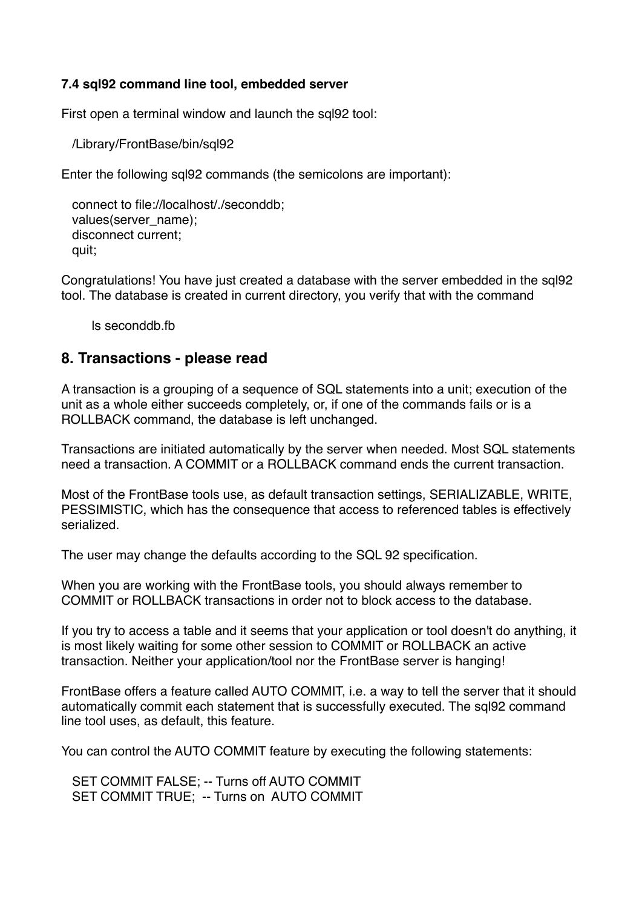### 7.4 sql92 command line tool, embedded server

First open a terminal window and launch the sql92 tool:

```
/Library/FrontBase/bin/sql92
```

Enter the following sql92 commands (the semicolons are important):

```
connect to file://localhost/./seconddb;
values(server_name);
disconnect current;
quit;
```

Congratulations! You have just created a database with the server embedded in the sql92 tool. The database is created in current directory, you verify that with the command

```
ls seconddb.fb
```

## 8. Transactions - please read

A transaction is a grouping of a sequence of SQL statements into a unit; execution of the unit as a whole either succeeds completely, or, if one of the commands fails or is a ROLLBACK command, the database is left unchanged.

Transactions are initiated automatically by the server when needed. Most SQL statements need a transaction. A COMMIT or a ROLLBACK command ends the current transaction.

Most of the FrontBase tools use, as default transaction settings, SERIALIZABLE, WRITE, PESSIMISTIC, which has the consequence that access to referenced tables is effectively serialized.

The user may change the defaults according to the SQL 92 specification.

When you are working with the FrontBase tools, you should always remember to COMMIT or ROLLBACK transactions in order not to block access to the database.

If you try to access a table and it seems that your application or tool doesn't do anything, it is most likely waiting for some other session to COMMIT or ROLLBACK an active transaction. Neither your application/tool nor the FrontBase server is hanging!

FrontBase offers a feature called AUTO COMMIT, i.e. a way to tell the server that it should automatically commit each statement that is successfully executed. The sql92 command line tool uses, as default, this feature.

You can control the AUTO COMMIT feature by executing the following statements:

```
SET COMMIT FALSE; -- Turns off AUTO COMMIT
SET COMMIT TRUE;  -- Turns on  AUTO COMMIT
```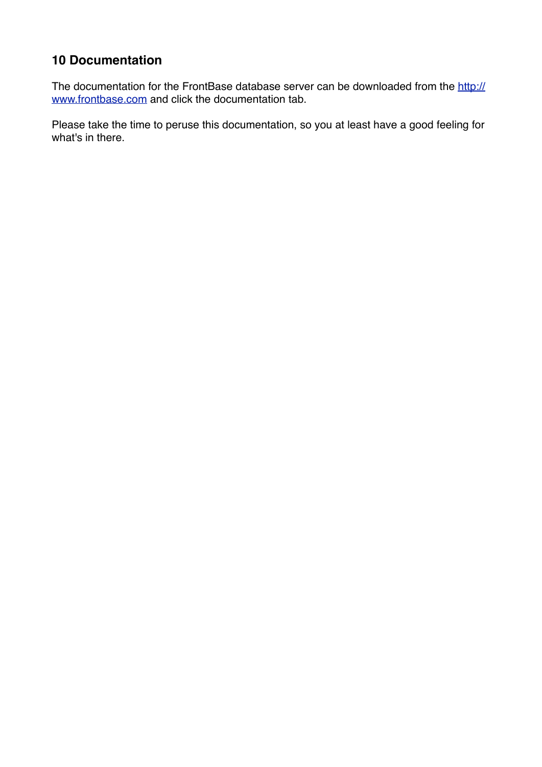## 10 Documentation

The documentation for the FrontBase database server can be downloaded from the [http://www.frontbase.com](http://www.frontbase.com) and click the documentation tab.

Please take the time to peruse this documentation, so you at least have a good feeling for what's in there.